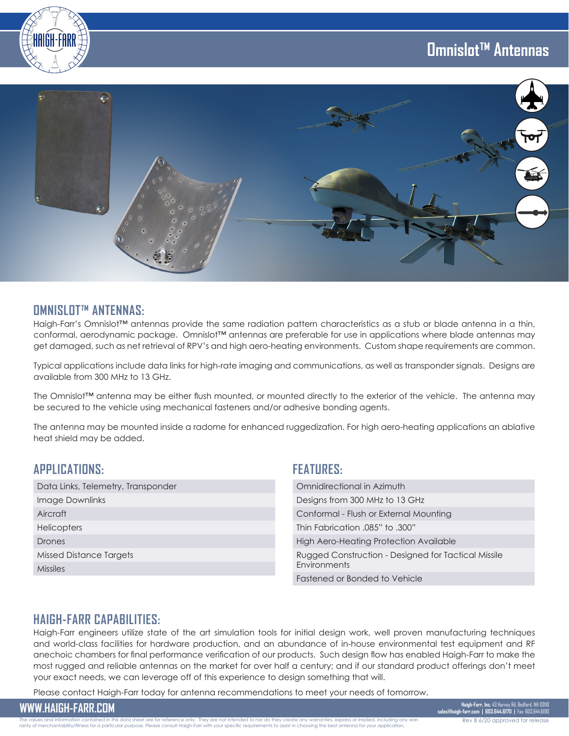# Omnislot™ Antennas

## OMNISLOT™ ANTENNAS:

Haigh-Farr's Omnislot™ antennas provide the same radiation pattern characteristics as a stub or blade antenna in a thin, conformal, aerodynamic package. Omnislot™ antennas are preferable for use in applications where blade antennas may get damaged, such as net retrieval of RPV's and high aero-heating environments. Custom shape requirements are common.

Typical applications include data links for high-rate imaging and communications, as well as transponder signals. Designs are available from 300 MHz to 13 GHz.

The Omnislot™ antenna may be either flush mounted, or mounted directly to the exterior of the vehicle. The antenna may be secured to the vehicle using mechanical fasteners and/or adhesive bonding agents.

The antenna may be mounted inside a radome for enhanced ruggedization. For high aero-heating applications an ablative heat shield may be added.

## APPLICATIONS:

- Data Links, Telemetry, Transponder
- Image Downlinks
- Aircraft
- Helicopters
- Drones
- Missed Distance Targets
- Missiles

## FEATURES:

- Omnidirectional in Azimuth
- Designs from 300 MHz to 13 GHz
- Conformal - Flush or External Mounting
- Thin Fabrication .085" to .300"
- High Aero-Heating Protection Available
- Rugged Construction - Designed for Tactical Missile Environments
- Fastened or Bonded to Vehicle

## HAIGH-FARR CAPABILITIES:

Haigh-Farr engineers utilize state of the art simulation tools for initial design work, well proven manufacturing techniques and world-class facilities for hardware production, and an abundance of in-house environmental test equipment and RF anechoic chambers for final performance verification of our products. Such design flow has enabled Haigh-Farr to make the most rugged and reliable antennas on the market for over half a century; and if our standard product offerings don't meet your exact needs, we can leverage off of this experience to design something that will.

Please contact Haigh-Farr today for antenna recommendations to meet your needs of tomorrow.

WWW.HAIGH-FARR.COM

**Haigh-Farr, Inc.** 43 Harvey Rd, Bedford, NH 03110
**sales@haigh-farr.com | 603.644.6170 |** Fax: 603.644.6190

The values and information contained in this data sheet are for reference only. They are not intended to nor do they create any warranties, express or implied, including any warranty of merchantability/fitness for a particular purpose. Please consult Haigh-Farr with your specific requirements to assist in choosing the best antenna for your application.

Rev B 6/20 approved for release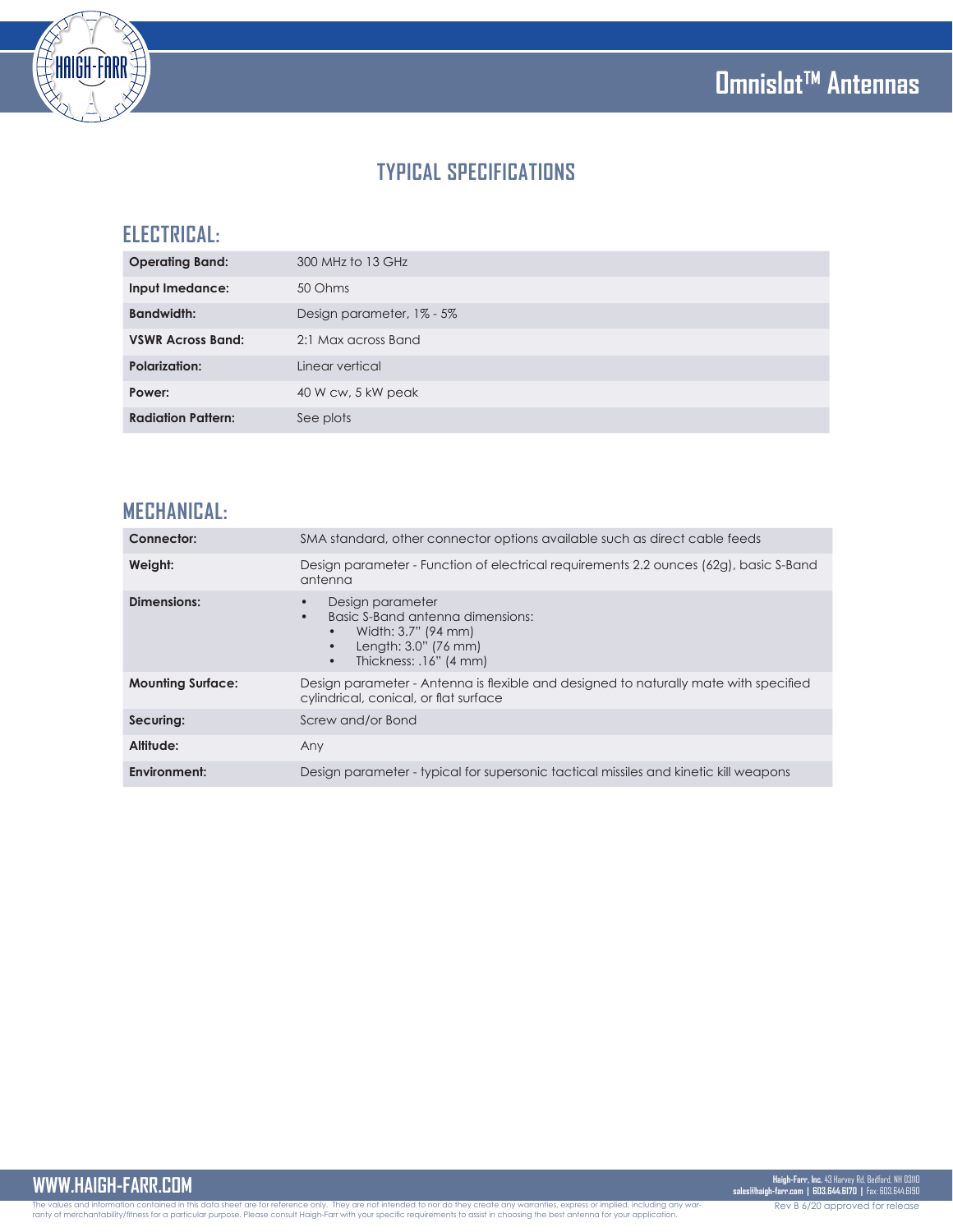# Omnislot™ Antennas

## TYPICAL SPECIFICATIONS

### ELECTRICAL:

| | |
|---|---|
| **Operating Band:** | 300 MHz to 13 GHz |
| **Input Imedance:** | 50 Ohms |
| **Bandwidth:** | Design parameter, 1% - 5% |
| **VSWR Across Band:** | 2:1 Max across Band |
| **Polarization:** | Linear vertical |
| **Power:** | 40 W cw, 5 kW peak |
| **Radiation Pattern:** | See plots |

### MECHANICAL:

| | |
|---|---|
| **Connector:** | SMA standard, other connector options available such as direct cable feeds |
| **Weight:** | Design parameter - Function of electrical requirements 2.2 ounces (62g), basic S-Band antenna |
| **Dimensions:** | • Design parameter<br>• Basic S-Band antenna dimensions:<br>  • Width: 3.7" (94 mm)<br>  • Length: 3.0" (76 mm)<br>  • Thickness: .16" (4 mm) |
| **Mounting Surface:** | Design parameter - Antenna is flexible and designed to naturally mate with specified cylindrical, conical, or flat surface |
| **Securing:** | Screw and/or Bond |
| **Altitude:** | Any |
| **Environment:** | Design parameter - typical for supersonic tactical missiles and kinetic kill weapons |

WWW.HAIGH-FARR.COM

**Haigh-Farr, Inc.** 43 Harvey Rd, Bedford, NH 03110
**sales@haigh-farr.com | 603.644.6170 |** Fax: 603.644.6190

The values and information contained in this data sheet are for reference only. They are not intended to nor do they create any warranties, express or implied, including any warranty of merchantability/fitness for a particular purpose. Please consult Haigh-Farr with your specific requirements to assist in choosing the best antenna for your application.

Rev B 6/20 approved for release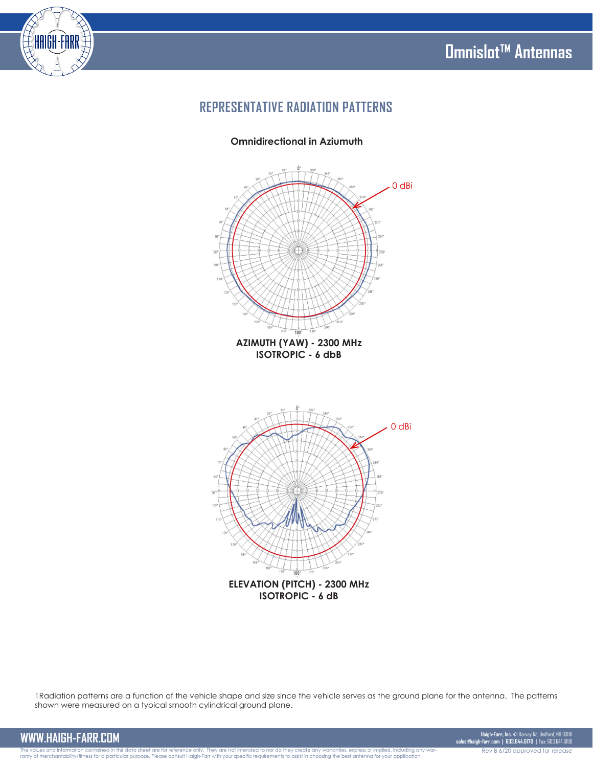## REPRESENTATIVE RADIATION PATTERNS

**Omnidirectional in Aziumuth**

0 dBi

**AZIMUTH (YAW) - 2300 MHz**
**ISOTROPIC - 6 dbB**

0 dBi

**ELEVATION (PITCH) - 2300 MHz**
**ISOTROPIC - 6 dB**

1Radiation patterns are a function of the vehicle shape and size since the vehicle serves as the ground plane for the antenna. The patterns shown were measured on a typical smooth cylindrical ground plane.

The values and information contained in this data sheet are for reference only. They are not intended to nor do they create any warranties, express or implied, including any warranty of merchantability/fitness for a particular purpose. Please consult Haigh-Farr with your specific requirements to assist in choosing the best antenna for your application.

Rev B 6/20 approved for release